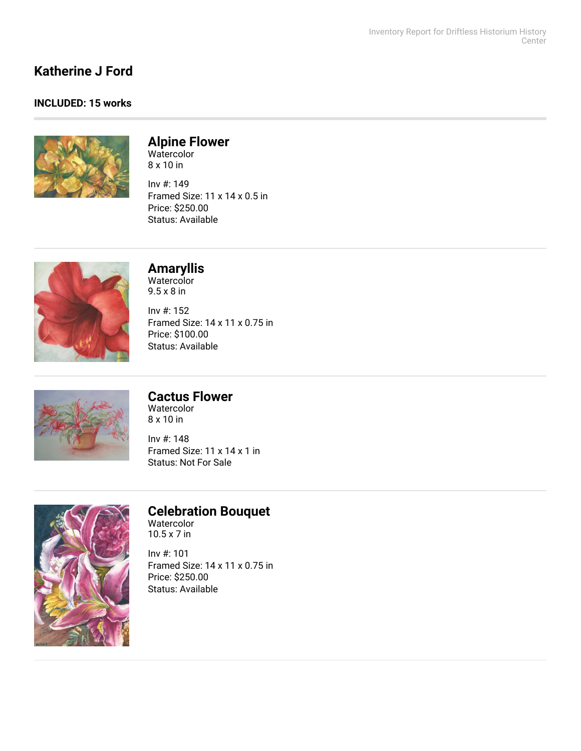# Katherine J Ford

**INCLUDED: 15 works**

---

## Alpine Flower

Watercolor
8 x 10 in

Inv #: 149
Framed Size: 11 x 14 x 0.5 in
Price: $250.00
Status: Available

---

## Amaryllis

Watercolor
9.5 x 8 in

Inv #: 152
Framed Size: 14 x 11 x 0.75 in
Price: $100.00
Status: Available

---

## Cactus Flower

Watercolor
8 x 10 in

Inv #: 148
Framed Size: 11 x 14 x 1 in
Status: Not For Sale

---

## Celebration Bouquet

Watercolor
10.5 x 7 in

Inv #: 101
Framed Size: 14 x 11 x 0.75 in
Price: $250.00
Status: Available

---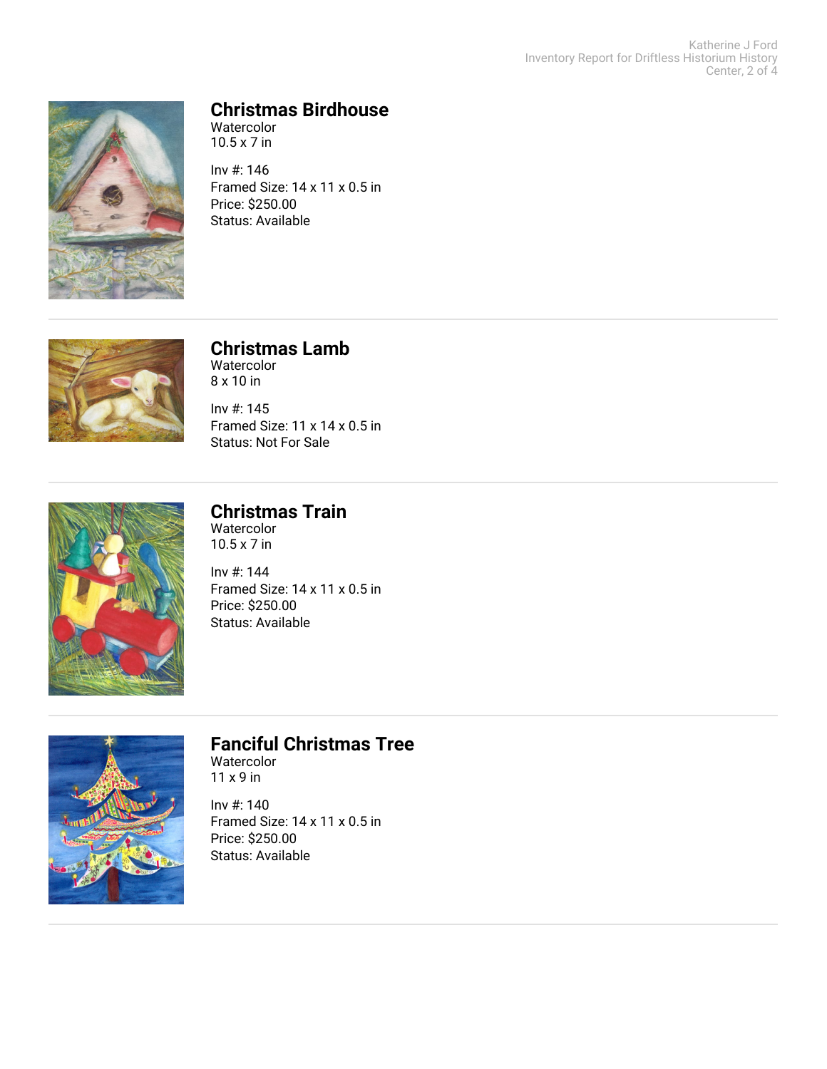## Christmas Birdhouse

Watercolor
10.5 x 7 in

Inv #: 146
Framed Size: 14 x 11 x 0.5 in
Price: $250.00
Status: Available

---

## Christmas Lamb

Watercolor
8 x 10 in

Inv #: 145
Framed Size: 11 x 14 x 0.5 in
Status: Not For Sale

---

## Christmas Train

Watercolor
10.5 x 7 in

Inv #: 144
Framed Size: 14 x 11 x 0.5 in
Price: $250.00
Status: Available

---

## Fanciful Christmas Tree

Watercolor
11 x 9 in

Inv #: 140
Framed Size: 14 x 11 x 0.5 in
Price: $250.00
Status: Available

---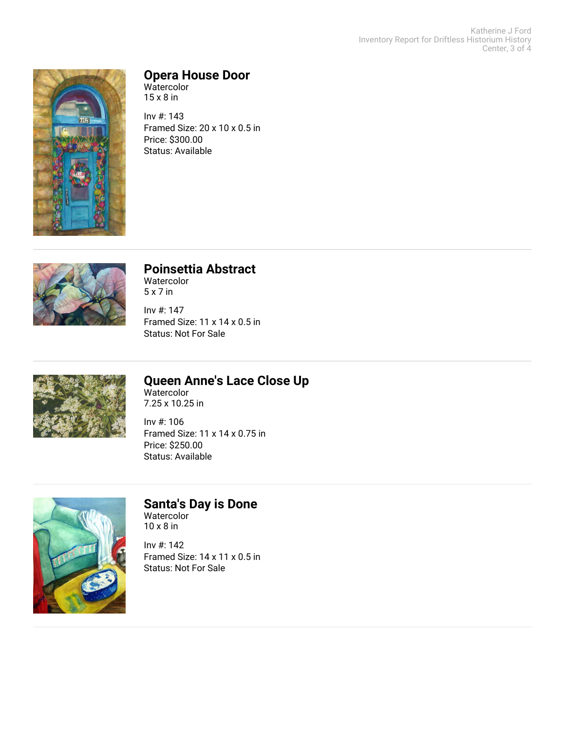## Opera House Door

Watercolor
15 x 8 in

Inv #: 143
Framed Size: 20 x 10 x 0.5 in
Price: $300.00
Status: Available

---

## Poinsettia Abstract

Watercolor
5 x 7 in

Inv #: 147
Framed Size: 11 x 14 x 0.5 in
Status: Not For Sale

---

## Queen Anne's Lace Close Up

Watercolor
7.25 x 10.25 in

Inv #: 106
Framed Size: 11 x 14 x 0.75 in
Price: $250.00
Status: Available

---

## Santa's Day is Done

Watercolor
10 x 8 in

Inv #: 142
Framed Size: 14 x 11 x 0.5 in
Status: Not For Sale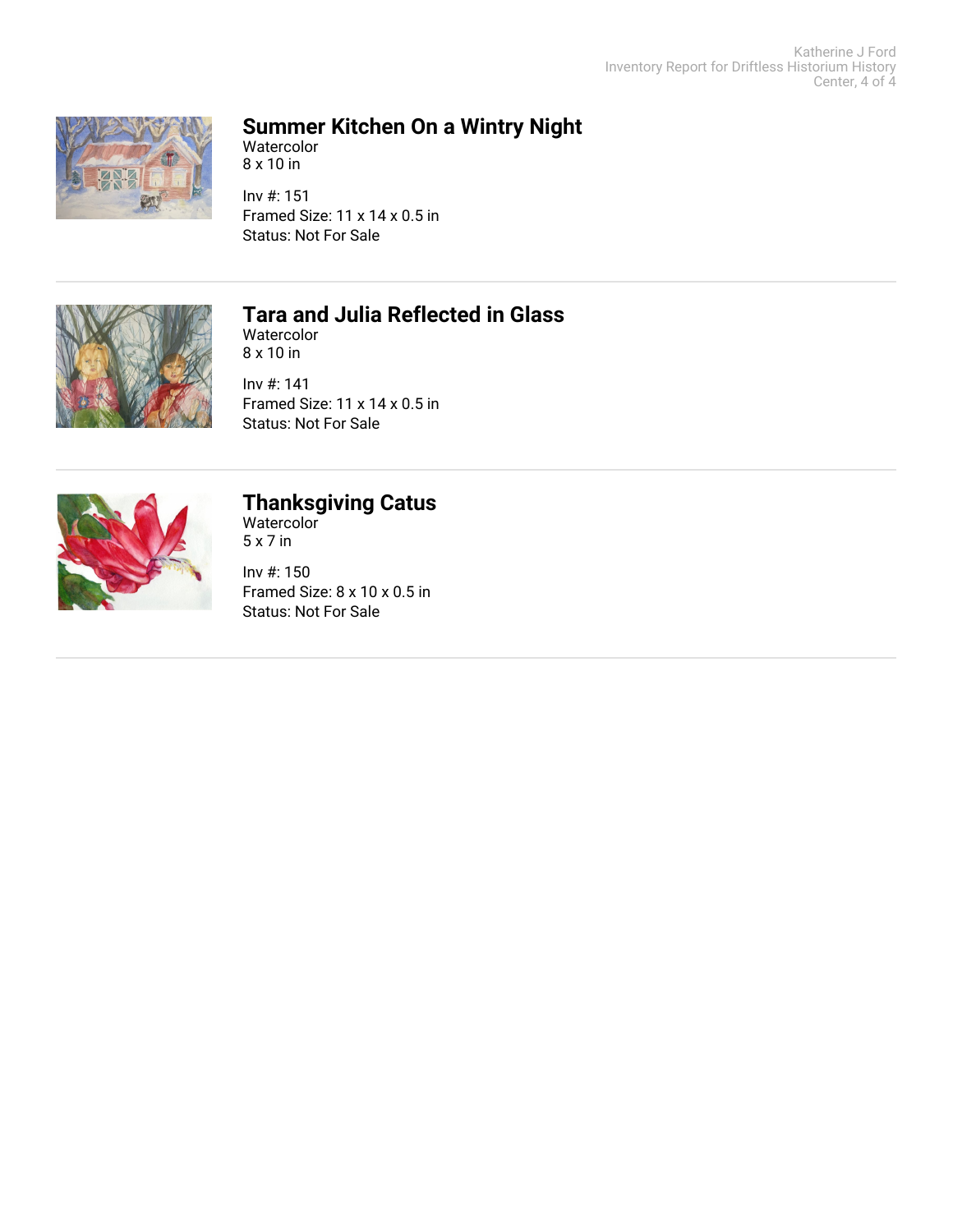## Summer Kitchen On a Wintry Night

Watercolor
8 x 10 in

Inv #: 151
Framed Size: 11 x 14 x 0.5 in
Status: Not For Sale

---

## Tara and Julia Reflected in Glass

Watercolor
8 x 10 in

Inv #: 141
Framed Size: 11 x 14 x 0.5 in
Status: Not For Sale

---

## Thanksgiving Catus

Watercolor
5 x 7 in

Inv #: 150
Framed Size: 8 x 10 x 0.5 in
Status: Not For Sale

---